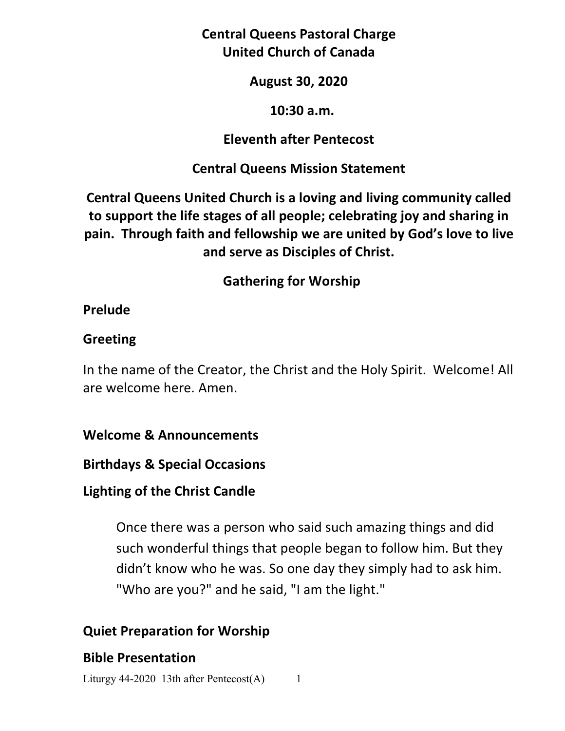**Central Queens Pastoral Charge**
**United Church of Canada**

**August 30, 2020**

**10:30 a.m.**

**Eleventh after Pentecost**

**Central Queens Mission Statement**

**Central Queens United Church is a loving and living community called to support the life stages of all people; celebrating joy and sharing in pain. Through faith and fellowship we are united by God's love to live and serve as Disciples of Christ.**

## Gathering for Worship

**Prelude**

**Greeting**

In the name of the Creator, the Christ and the Holy Spirit. Welcome! All are welcome here. Amen.

**Welcome & Announcements**

**Birthdays & Special Occasions**

**Lighting of the Christ Candle**

> Once there was a person who said such amazing things and did such wonderful things that people began to follow him. But they didn't know who he was. So one day they simply had to ask him. "Who are you?" and he said, "I am the light."

**Quiet Preparation for Worship**

**Bible Presentation**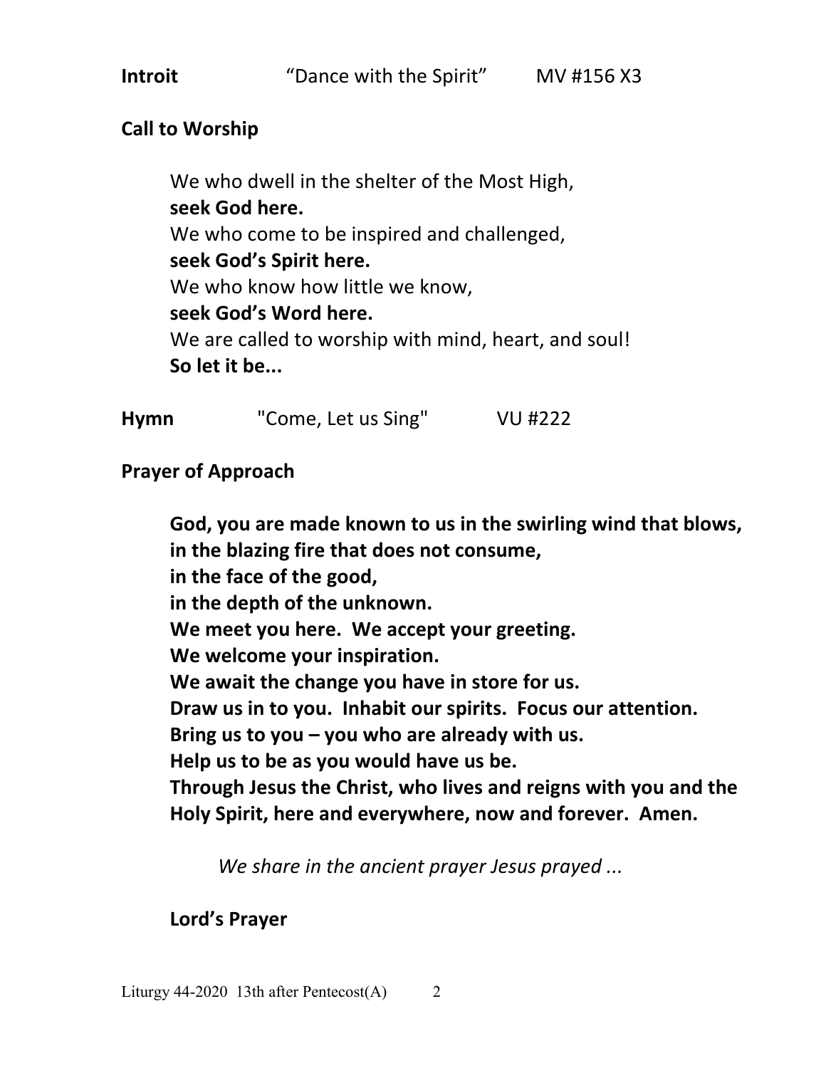**Introit** "Dance with the Spirit" MV #156 X3

**Call to Worship**

We who dwell in the shelter of the Most High,
**seek God here.**
We who come to be inspired and challenged,
**seek God's Spirit here.**
We who know how little we know,
**seek God's Word here.**
We are called to worship with mind, heart, and soul!
**So let it be...**

**Hymn** "Come, Let us Sing" VU #222

**Prayer of Approach**

**God, you are made known to us in the swirling wind that blows,**
**in the blazing fire that does not consume,**
**in the face of the good,**
**in the depth of the unknown.**
**We meet you here. We accept your greeting.**
**We welcome your inspiration.**
**We await the change you have in store for us.**
**Draw us in to you. Inhabit our spirits. Focus our attention.**
**Bring us to you – you who are already with us.**
**Help us to be as you would have us be.**
**Through Jesus the Christ, who lives and reigns with you and the Holy Spirit, here and everywhere, now and forever. Amen.**

*We share in the ancient prayer Jesus prayed ...*

**Lord's Prayer**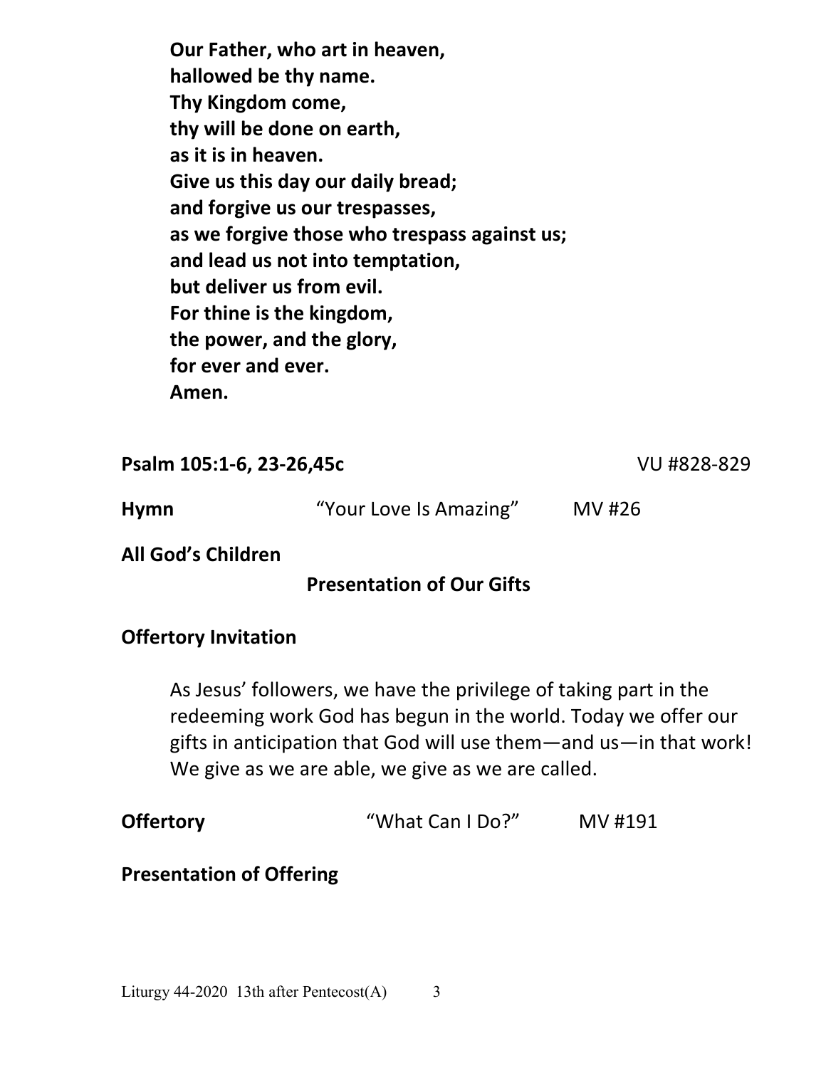**Our Father, who art in heaven,**
**hallowed be thy name.**
**Thy Kingdom come,**
**thy will be done on earth,**
**as it is in heaven.**
**Give us this day our daily bread;**
**and forgive us our trespasses,**
**as we forgive those who trespass against us;**
**and lead us not into temptation,**
**but deliver us from evil.**
**For thine is the kingdom,**
**the power, and the glory,**
**for ever and ever.**
**Amen.**

**Psalm 105:1-6, 23-26,45c** VU #828-829

**Hymn** "Your Love Is Amazing" MV #26

**All God's Children**

## Presentation of Our Gifts

**Offertory Invitation**

As Jesus' followers, we have the privilege of taking part in the redeeming work God has begun in the world. Today we offer our gifts in anticipation that God will use them—and us—in that work! We give as we are able, we give as we are called.

**Offertory** "What Can I Do?" MV #191

**Presentation of Offering**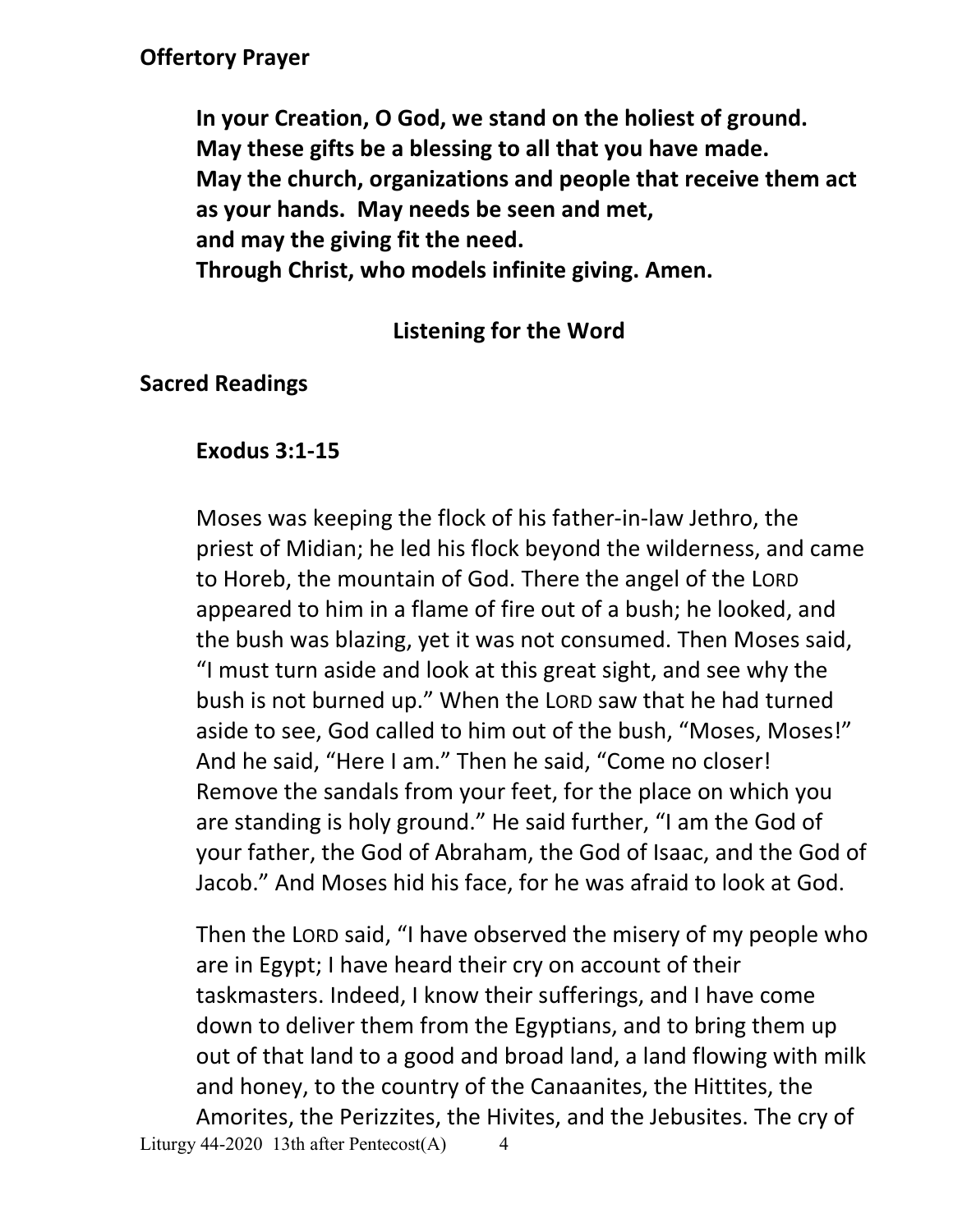## Offertory Prayer

**In your Creation, O God, we stand on the holiest of ground.**
**May these gifts be a blessing to all that you have made.**
**May the church, organizations and people that receive them act as your hands. May needs be seen and met,**
**and may the giving fit the need.**
**Through Christ, who models infinite giving. Amen.**

## Listening for the Word

## Sacred Readings

### Exodus 3:1-15

Moses was keeping the flock of his father-in-law Jethro, the priest of Midian; he led his flock beyond the wilderness, and came to Horeb, the mountain of God. There the angel of the LORD appeared to him in a flame of fire out of a bush; he looked, and the bush was blazing, yet it was not consumed. Then Moses said, "I must turn aside and look at this great sight, and see why the bush is not burned up." When the LORD saw that he had turned aside to see, God called to him out of the bush, "Moses, Moses!" And he said, "Here I am." Then he said, "Come no closer! Remove the sandals from your feet, for the place on which you are standing is holy ground." He said further, "I am the God of your father, the God of Abraham, the God of Isaac, and the God of Jacob." And Moses hid his face, for he was afraid to look at God.

Then the LORD said, "I have observed the misery of my people who are in Egypt; I have heard their cry on account of their taskmasters. Indeed, I know their sufferings, and I have come down to deliver them from the Egyptians, and to bring them up out of that land to a good and broad land, a land flowing with milk and honey, to the country of the Canaanites, the Hittites, the Amorites, the Perizzites, the Hivites, and the Jebusites. The cry of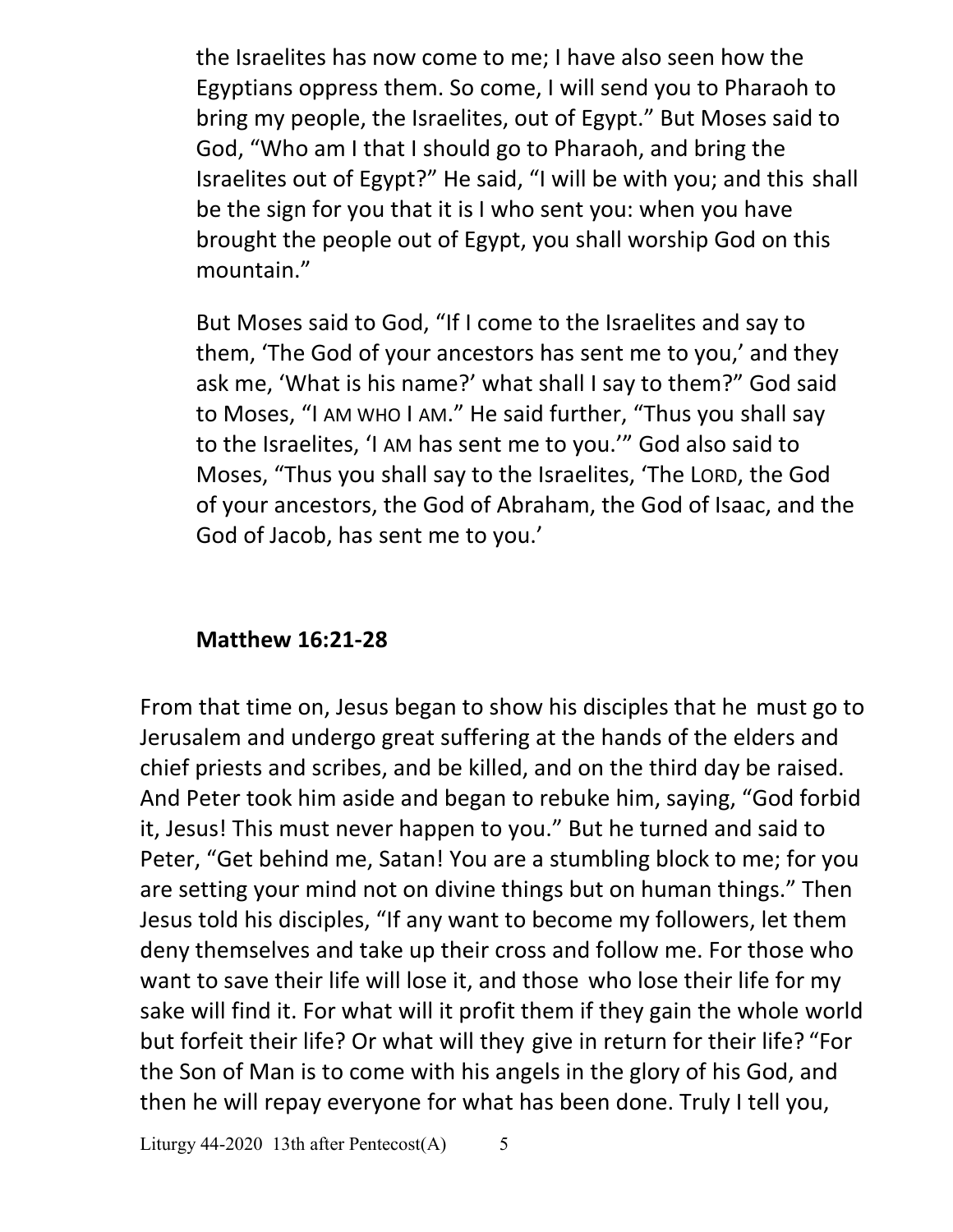the Israelites has now come to me; I have also seen how the Egyptians oppress them. So come, I will send you to Pharaoh to bring my people, the Israelites, out of Egypt." But Moses said to God, "Who am I that I should go to Pharaoh, and bring the Israelites out of Egypt?" He said, "I will be with you; and this shall be the sign for you that it is I who sent you: when you have brought the people out of Egypt, you shall worship God on this mountain."

But Moses said to God, "If I come to the Israelites and say to them, 'The God of your ancestors has sent me to you,' and they ask me, 'What is his name?' what shall I say to them?" God said to Moses, "I AM WHO I AM." He said further, "Thus you shall say to the Israelites, 'I AM has sent me to you.'" God also said to Moses, "Thus you shall say to the Israelites, 'The LORD, the God of your ancestors, the God of Abraham, the God of Isaac, and the God of Jacob, has sent me to you.'

**Matthew 16:21-28**

From that time on, Jesus began to show his disciples that he must go to Jerusalem and undergo great suffering at the hands of the elders and chief priests and scribes, and be killed, and on the third day be raised. And Peter took him aside and began to rebuke him, saying, "God forbid it, Jesus! This must never happen to you." But he turned and said to Peter, "Get behind me, Satan! You are a stumbling block to me; for you are setting your mind not on divine things but on human things." Then Jesus told his disciples, "If any want to become my followers, let them deny themselves and take up their cross and follow me. For those who want to save their life will lose it, and those who lose their life for my sake will find it. For what will it profit them if they gain the whole world but forfeit their life? Or what will they give in return for their life? "For the Son of Man is to come with his angels in the glory of his God, and then he will repay everyone for what has been done. Truly I tell you,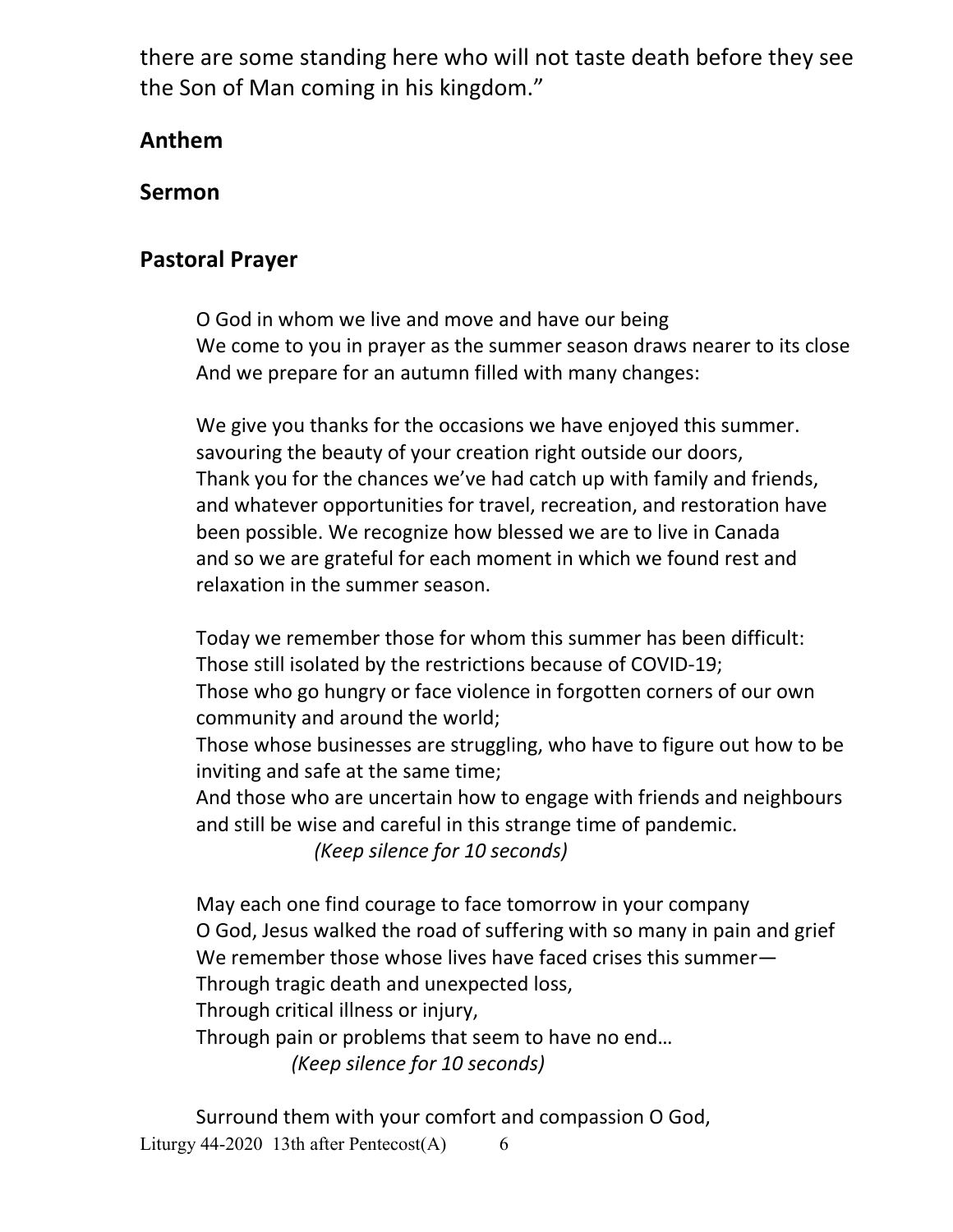there are some standing here who will not taste death before they see the Son of Man coming in his kingdom."

## Anthem

## Sermon

## Pastoral Prayer

O God in whom we live and move and have our being
We come to you in prayer as the summer season draws nearer to its close
And we prepare for an autumn filled with many changes:

We give you thanks for the occasions we have enjoyed this summer.
savouring the beauty of your creation right outside our doors,
Thank you for the chances we've had catch up with family and friends,
and whatever opportunities for travel, recreation, and restoration have been possible. We recognize how blessed we are to live in Canada
and so we are grateful for each moment in which we found rest and relaxation in the summer season.

Today we remember those for whom this summer has been difficult:
Those still isolated by the restrictions because of COVID-19;
Those who go hungry or face violence in forgotten corners of our own community and around the world;
Those whose businesses are struggling, who have to figure out how to be inviting and safe at the same time;
And those who are uncertain how to engage with friends and neighbours and still be wise and careful in this strange time of pandemic.
*(Keep silence for 10 seconds)*

May each one find courage to face tomorrow in your company
O God, Jesus walked the road of suffering with so many in pain and grief
We remember those whose lives have faced crises this summer—
Through tragic death and unexpected loss,
Through critical illness or injury,
Through pain or problems that seem to have no end…
*(Keep silence for 10 seconds)*

Surround them with your comfort and compassion O God,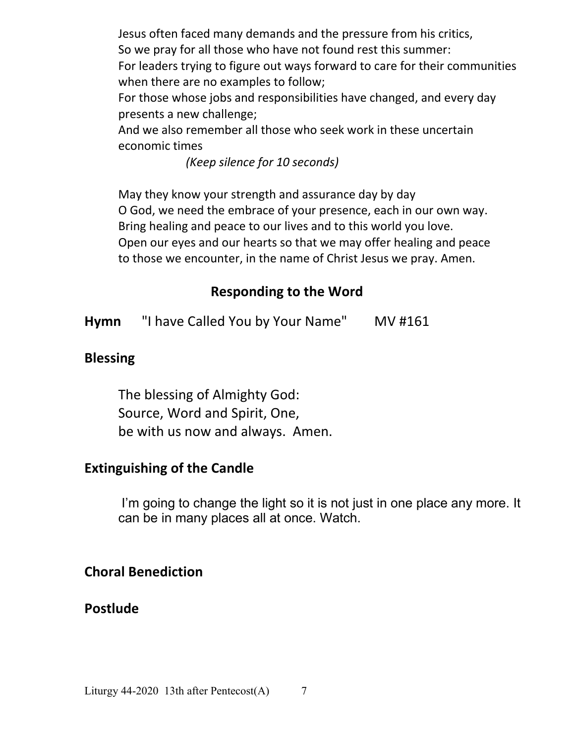Jesus often faced many demands and the pressure from his critics,
So we pray for all those who have not found rest this summer:
For leaders trying to figure out ways forward to care for their communities when there are no examples to follow;
For those whose jobs and responsibilities have changed, and every day presents a new challenge;
And we also remember all those who seek work in these uncertain economic times

*(Keep silence for 10 seconds)*

May they know your strength and assurance day by day
O God, we need the embrace of your presence, each in our own way.
Bring healing and peace to our lives and to this world you love.
Open our eyes and our hearts so that we may offer healing and peace to those we encounter, in the name of Christ Jesus we pray. Amen.

## Responding to the Word

**Hymn** "I have Called You by Your Name" MV #161

**Blessing**

The blessing of Almighty God:
Source, Word and Spirit, One,
be with us now and always. Amen.

**Extinguishing of the Candle**

I'm going to change the light so it is not just in one place any more. It can be in many places all at once. Watch.

**Choral Benediction**

**Postlude**